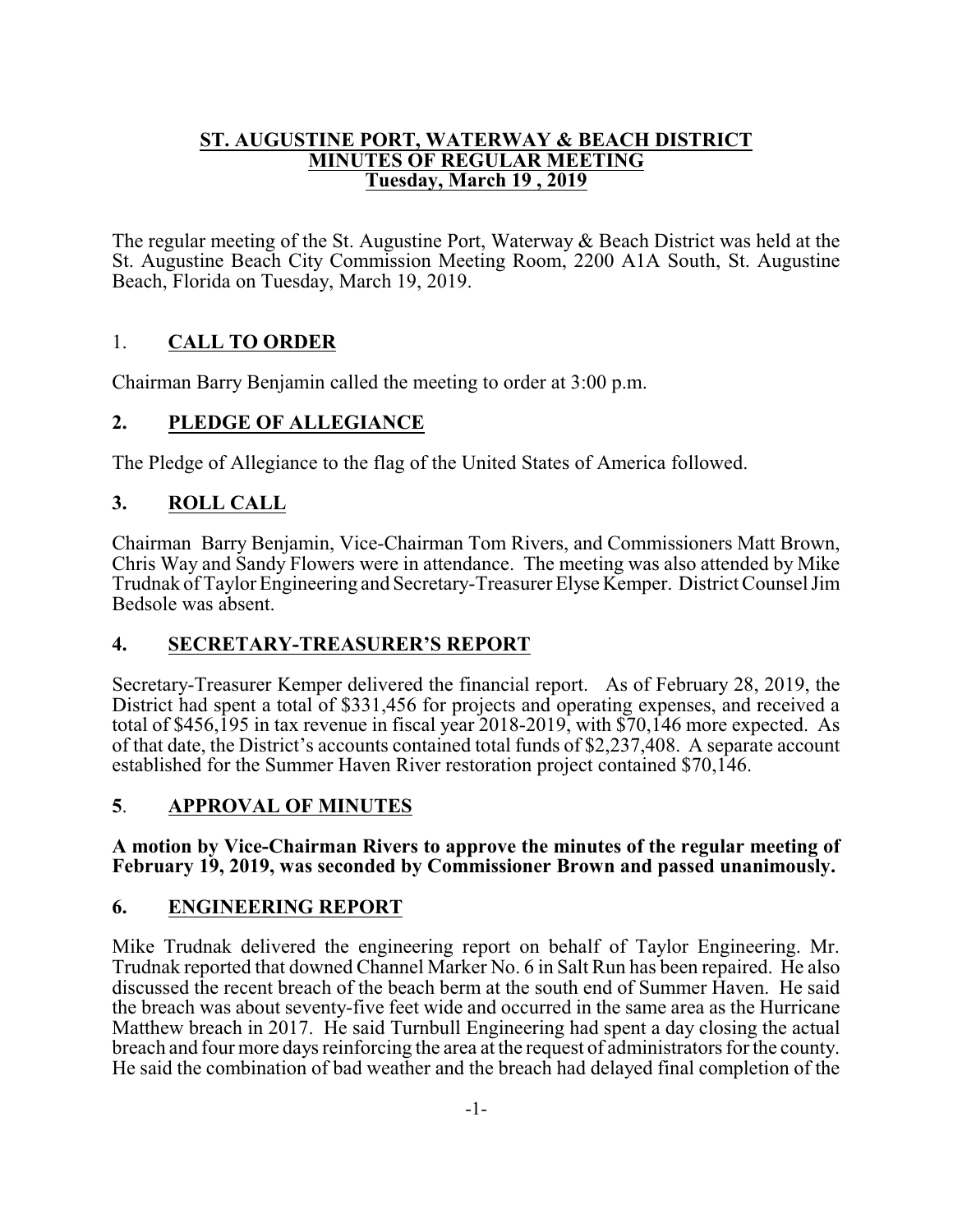# ST. AUGUSTINE PORT, WATERWAY & BEACH DISTRICT
## MINUTES OF REGULAR MEETING
### Tuesday, March 19 , 2019

The regular meeting of the St. Augustine Port, Waterway & Beach District was held at the St. Augustine Beach City Commission Meeting Room, 2200 A1A South, St. Augustine Beach, Florida on Tuesday, March 19, 2019.

## 1. CALL TO ORDER

Chairman Barry Benjamin called the meeting to order at 3:00 p.m.

## 2. PLEDGE OF ALLEGIANCE

The Pledge of Allegiance to the flag of the United States of America followed.

## 3. ROLL CALL

Chairman Barry Benjamin, Vice-Chairman Tom Rivers, and Commissioners Matt Brown, Chris Way and Sandy Flowers were in attendance. The meeting was also attended by Mike Trudnak of Taylor Engineering and Secretary-Treasurer Elyse Kemper. District Counsel Jim Bedsole was absent.

## 4. SECRETARY-TREASURER'S REPORT

Secretary-Treasurer Kemper delivered the financial report. As of February 28, 2019, the District had spent a total of $331,456 for projects and operating expenses, and received a total of $456,195 in tax revenue in fiscal year 2018-2019, with $70,146 more expected. As of that date, the District's accounts contained total funds of $2,237,408. A separate account established for the Summer Haven River restoration project contained $70,146.

## 5. APPROVAL OF MINUTES

**A motion by Vice-Chairman Rivers to approve the minutes of the regular meeting of February 19, 2019, was seconded by Commissioner Brown and passed unanimously.**

## 6. ENGINEERING REPORT

Mike Trudnak delivered the engineering report on behalf of Taylor Engineering. Mr. Trudnak reported that downed Channel Marker No. 6 in Salt Run has been repaired. He also discussed the recent breach of the beach berm at the south end of Summer Haven. He said the breach was about seventy-five feet wide and occurred in the same area as the Hurricane Matthew breach in 2017. He said Turnbull Engineering had spent a day closing the actual breach and four more days reinforcing the area at the request of administrators for the county. He said the combination of bad weather and the breach had delayed final completion of the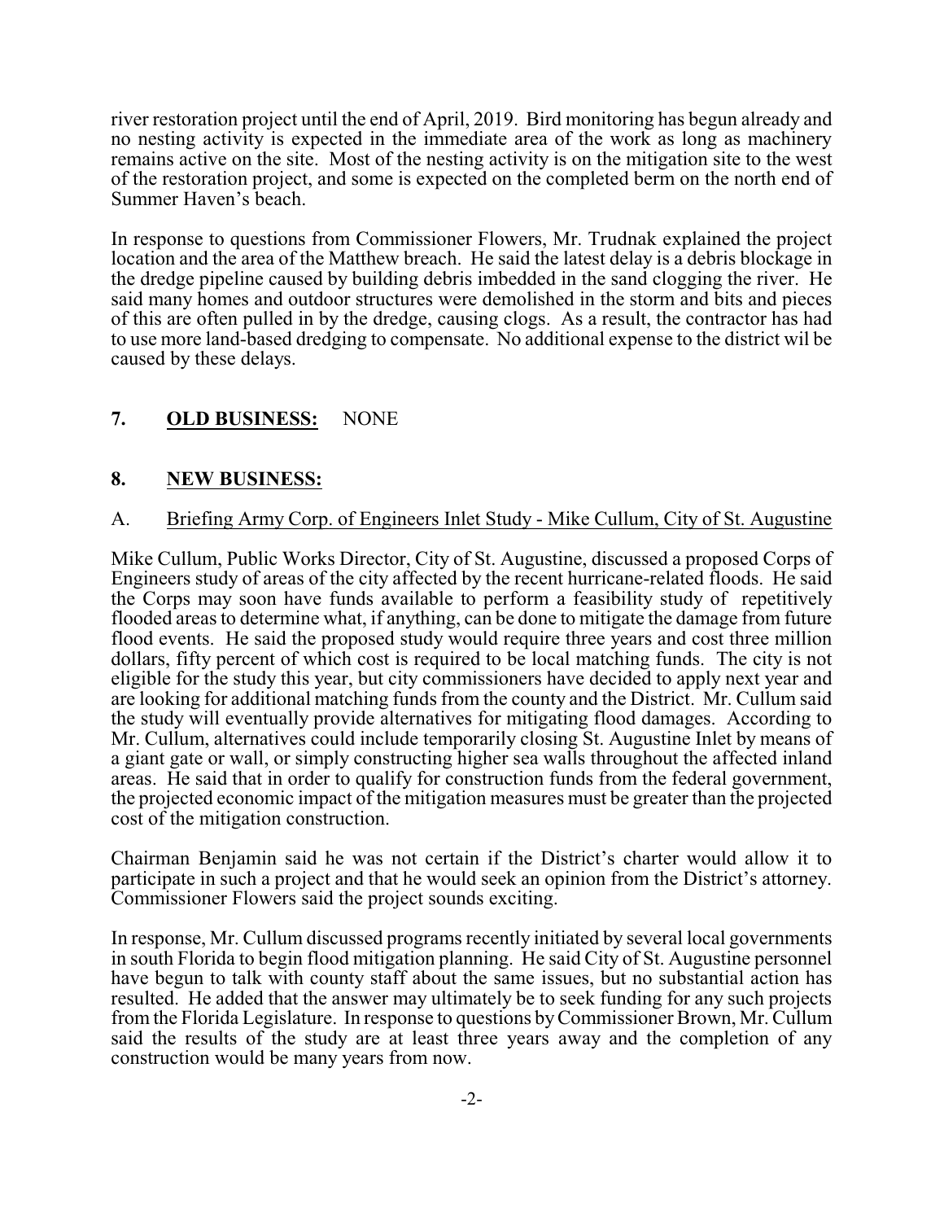river restoration project until the end of April, 2019. Bird monitoring has begun already and no nesting activity is expected in the immediate area of the work as long as machinery remains active on the site. Most of the nesting activity is on the mitigation site to the west of the restoration project, and some is expected on the completed berm on the north end of Summer Haven's beach.

In response to questions from Commissioner Flowers, Mr. Trudnak explained the project location and the area of the Matthew breach. He said the latest delay is a debris blockage in the dredge pipeline caused by building debris imbedded in the sand clogging the river. He said many homes and outdoor structures were demolished in the storm and bits and pieces of this are often pulled in by the dredge, causing clogs. As a result, the contractor has had to use more land-based dredging to compensate. No additional expense to the district wil be caused by these delays.

## 7. **OLD BUSINESS:** NONE

## 8. **NEW BUSINESS:**

A. Briefing Army Corp. of Engineers Inlet Study - Mike Cullum, City of St. Augustine

Mike Cullum, Public Works Director, City of St. Augustine, discussed a proposed Corps of Engineers study of areas of the city affected by the recent hurricane-related floods. He said the Corps may soon have funds available to perform a feasibility study of repetitively flooded areas to determine what, if anything, can be done to mitigate the damage from future flood events. He said the proposed study would require three years and cost three million dollars, fifty percent of which cost is required to be local matching funds. The city is not eligible for the study this year, but city commissioners have decided to apply next year and are looking for additional matching funds from the county and the District. Mr. Cullum said the study will eventually provide alternatives for mitigating flood damages. According to Mr. Cullum, alternatives could include temporarily closing St. Augustine Inlet by means of a giant gate or wall, or simply constructing higher sea walls throughout the affected inland areas. He said that in order to qualify for construction funds from the federal government, the projected economic impact of the mitigation measures must be greater than the projected cost of the mitigation construction.

Chairman Benjamin said he was not certain if the District's charter would allow it to participate in such a project and that he would seek an opinion from the District's attorney. Commissioner Flowers said the project sounds exciting.

In response, Mr. Cullum discussed programs recently initiated by several local governments in south Florida to begin flood mitigation planning. He said City of St. Augustine personnel have begun to talk with county staff about the same issues, but no substantial action has resulted. He added that the answer may ultimately be to seek funding for any such projects from the Florida Legislature. In response to questions by Commissioner Brown, Mr. Cullum said the results of the study are at least three years away and the completion of any construction would be many years from now.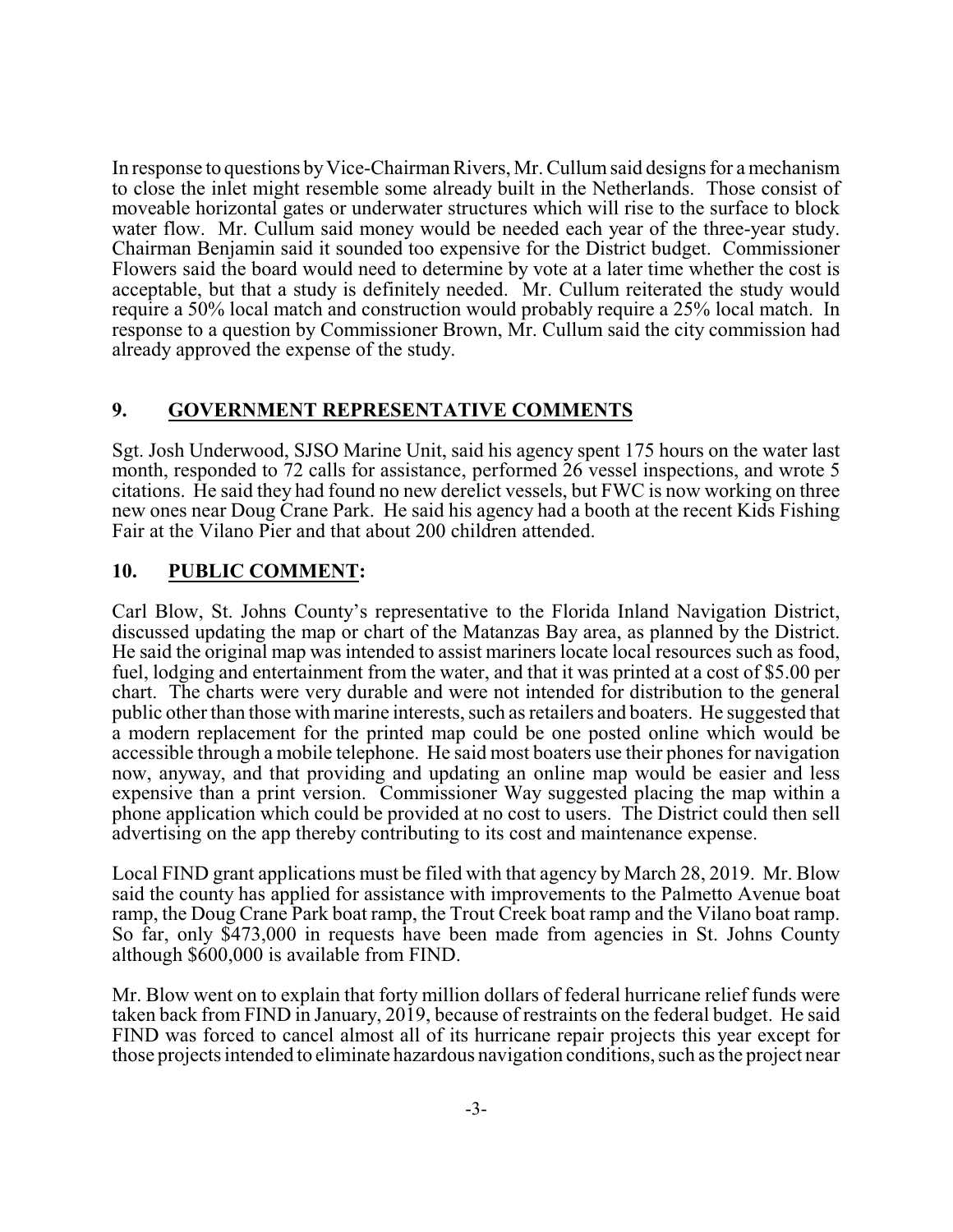In response to questions by Vice-Chairman Rivers, Mr. Cullum said designs for a mechanism to close the inlet might resemble some already built in the Netherlands. Those consist of moveable horizontal gates or underwater structures which will rise to the surface to block water flow. Mr. Cullum said money would be needed each year of the three-year study. Chairman Benjamin said it sounded too expensive for the District budget. Commissioner Flowers said the board would need to determine by vote at a later time whether the cost is acceptable, but that a study is definitely needed. Mr. Cullum reiterated the study would require a 50% local match and construction would probably require a 25% local match. In response to a question by Commissioner Brown, Mr. Cullum said the city commission had already approved the expense of the study.

## 9. GOVERNMENT REPRESENTATIVE COMMENTS

Sgt. Josh Underwood, SJSO Marine Unit, said his agency spent 175 hours on the water last month, responded to 72 calls for assistance, performed 26 vessel inspections, and wrote 5 citations. He said they had found no new derelict vessels, but FWC is now working on three new ones near Doug Crane Park. He said his agency had a booth at the recent Kids Fishing Fair at the Vilano Pier and that about 200 children attended.

## 10. PUBLIC COMMENT:

Carl Blow, St. Johns County's representative to the Florida Inland Navigation District, discussed updating the map or chart of the Matanzas Bay area, as planned by the District. He said the original map was intended to assist mariners locate local resources such as food, fuel, lodging and entertainment from the water, and that it was printed at a cost of $5.00 per chart. The charts were very durable and were not intended for distribution to the general public other than those with marine interests, such as retailers and boaters. He suggested that a modern replacement for the printed map could be one posted online which would be accessible through a mobile telephone. He said most boaters use their phones for navigation now, anyway, and that providing and updating an online map would be easier and less expensive than a print version. Commissioner Way suggested placing the map within a phone application which could be provided at no cost to users. The District could then sell advertising on the app thereby contributing to its cost and maintenance expense.

Local FIND grant applications must be filed with that agency by March 28, 2019. Mr. Blow said the county has applied for assistance with improvements to the Palmetto Avenue boat ramp, the Doug Crane Park boat ramp, the Trout Creek boat ramp and the Vilano boat ramp. So far, only $473,000 in requests have been made from agencies in St. Johns County although $600,000 is available from FIND.

Mr. Blow went on to explain that forty million dollars of federal hurricane relief funds were taken back from FIND in January, 2019, because of restraints on the federal budget. He said FIND was forced to cancel almost all of its hurricane repair projects this year except for those projects intended to eliminate hazardous navigation conditions, such as the project near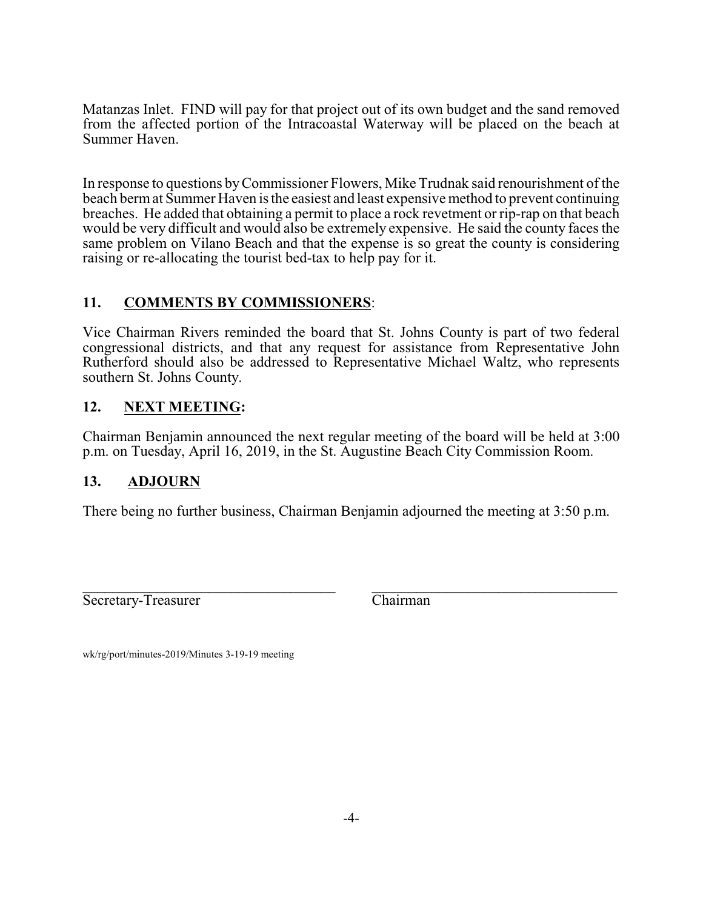Matanzas Inlet. FIND will pay for that project out of its own budget and the sand removed from the affected portion of the Intracoastal Waterway will be placed on the beach at Summer Haven.

In response to questions by Commissioner Flowers, Mike Trudnak said renourishment of the beach berm at Summer Haven is the easiest and least expensive method to prevent continuing breaches. He added that obtaining a permit to place a rock revetment or rip-rap on that beach would be very difficult and would also be extremely expensive. He said the county faces the same problem on Vilano Beach and that the expense is so great the county is considering raising or re-allocating the tourist bed-tax to help pay for it.

## 11. COMMENTS BY COMMISSIONERS:

Vice Chairman Rivers reminded the board that St. Johns County is part of two federal congressional districts, and that any request for assistance from Representative John Rutherford should also be addressed to Representative Michael Waltz, who represents southern St. Johns County.

## 12. NEXT MEETING:

Chairman Benjamin announced the next regular meeting of the board will be held at 3:00 p.m. on Tuesday, April 16, 2019, in the St. Augustine Beach City Commission Room.

## 13. ADJOURN

There being no further business, Chairman Benjamin adjourned the meeting at 3:50 p.m.

\_\_\_\_\_\_\_\_\_\_\_\_\_\_\_\_\_\_\_\_\_\_\_\_\_\_\_\_\_\_\_\_\_\_\_\_ \_\_\_\_\_\_\_\_\_\_\_\_\_\_\_\_\_\_\_\_\_\_\_\_\_\_\_\_\_\_\_\_\_\_\_\_

Secretary-Treasurer Chairman

wk/rg/port/minutes-2019/Minutes 3-19-19 meeting